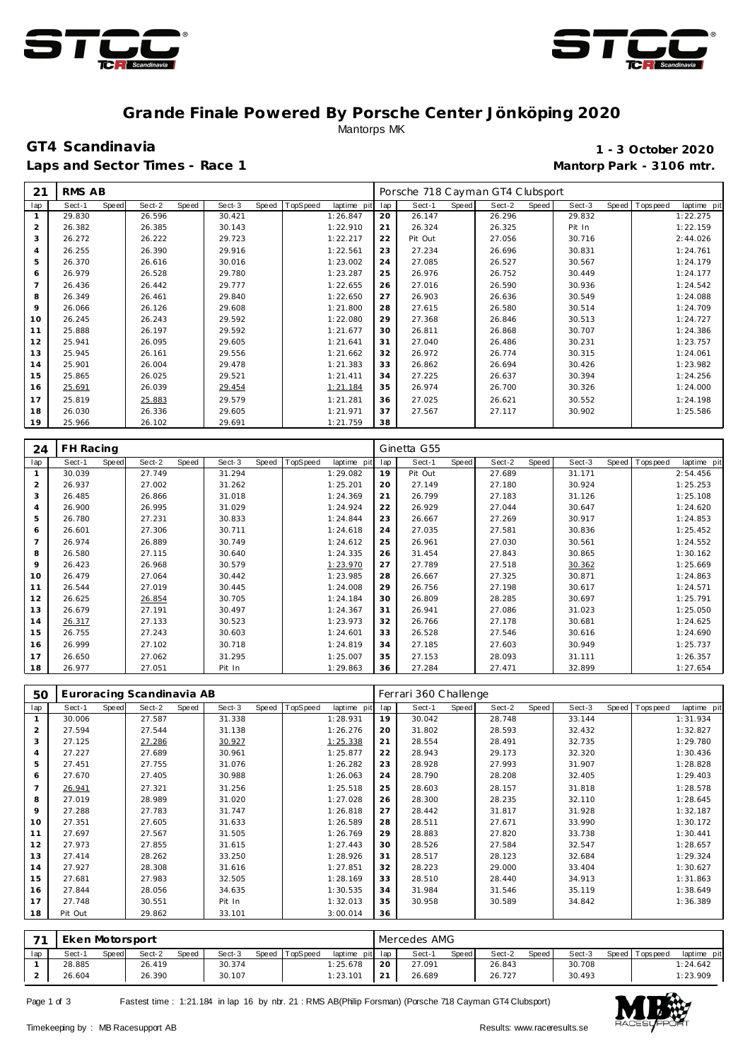# Grande Finale Powered By Porsche Center Jönköping 2020

Mantorps MK

## GT4 Scandinavia

**1 - 3 October 2020**

**Laps and Sector Times - Race 1**

**Mantorp Park - 3106 mtr.**

| 21 | RMS AB | | | | | | | | | Porsche 718 Cayman GT4 Clubsport | | | | | | | |
|---|---|---|---|---|---|---|---|---|---|---|---|---|---|---|---|---|---|
| lap | Sect-1 | Speed | Sect-2 | Speed | Sect-3 | Speed | TopSpeed | laptime pit | lap | Sect-1 | Speed | Sect-2 | Speed | Sect-3 | Speed | Topspeed | laptime pit |
| 1 | 29.830 | | 26.596 | | 30.421 | | | 1:26.847 | 20 | 26.147 | | 26.296 | | 29.832 | | | 1:22.275 |
| 2 | 26.382 | | 26.385 | | 30.143 | | | 1:22.910 | 21 | 26.324 | | 26.325 | | Pit In | | | 1:22.159 |
| 3 | 26.272 | | 26.222 | | 29.723 | | | 1:22.217 | 22 | Pit Out | | 27.056 | | 30.716 | | | 2:44.026 |
| 4 | 26.255 | | 26.390 | | 29.916 | | | 1:22.561 | 23 | 27.234 | | 26.696 | | 30.831 | | | 1:24.761 |
| 5 | 26.370 | | 26.616 | | 30.016 | | | 1:23.002 | 24 | 27.085 | | 26.527 | | 30.567 | | | 1:24.179 |
| 6 | 26.979 | | 26.528 | | 29.780 | | | 1:23.287 | 25 | 26.976 | | 26.752 | | 30.449 | | | 1:24.177 |
| 7 | 26.436 | | 26.442 | | 29.777 | | | 1:22.655 | 26 | 27.016 | | 26.590 | | 30.936 | | | 1:24.542 |
| 8 | 26.349 | | 26.461 | | 29.840 | | | 1:22.650 | 27 | 26.903 | | 26.636 | | 30.549 | | | 1:24.088 |
| 9 | 26.066 | | 26.126 | | 29.608 | | | 1:21.800 | 28 | 27.615 | | 26.580 | | 30.514 | | | 1:24.709 |
| 10 | 26.245 | | 26.243 | | 29.592 | | | 1:22.080 | 29 | 27.368 | | 26.846 | | 30.513 | | | 1:24.727 |
| 11 | 25.888 | | 26.197 | | 29.592 | | | 1:21.677 | 30 | 26.811 | | 26.868 | | 30.707 | | | 1:24.386 |
| 12 | 25.941 | | 26.095 | | 29.605 | | | 1:21.641 | 31 | 27.040 | | 26.486 | | 30.231 | | | 1:23.757 |
| 13 | 25.945 | | 26.161 | | 29.556 | | | 1:21.662 | 32 | 26.972 | | 26.774 | | 30.315 | | | 1:24.061 |
| 14 | 25.901 | | 26.004 | | 29.478 | | | 1:21.383 | 33 | 26.862 | | 26.694 | | 30.426 | | | 1:23.982 |
| 15 | 25.865 | | 26.025 | | 29.521 | | | 1:21.411 | 34 | 27.225 | | 26.637 | | 30.394 | | | 1:24.256 |
| 16 | 25.691 | | 26.039 | | 29.454 | | | 1:21.184 | 35 | 26.974 | | 26.700 | | 30.326 | | | 1:24.000 |
| 17 | 25.819 | | 25.883 | | 29.579 | | | 1:21.281 | 36 | 27.025 | | 26.621 | | 30.552 | | | 1:24.198 |
| 18 | 26.030 | | 26.336 | | 29.605 | | | 1:21.971 | 37 | 27.567 | | 27.117 | | 30.902 | | | 1:25.586 |
| 19 | 25.966 | | 26.102 | | 29.691 | | | 1:21.759 | 38 | | | | | | | | |

| 24 | FH Racing | | | | | | | | | Ginetta G55 | | | | | | | |
|---|---|---|---|---|---|---|---|---|---|---|---|---|---|---|---|---|---|
| lap | Sect-1 | Speed | Sect-2 | Speed | Sect-3 | Speed | TopSpeed | laptime pit | lap | Sect-1 | Speed | Sect-2 | Speed | Sect-3 | Speed | Topspeed | laptime pit |
| 1 | 30.039 | | 27.749 | | 31.294 | | | 1:29.082 | 19 | Pit Out | | 27.689 | | 31.171 | | | 2:54.456 |
| 2 | 26.937 | | 27.002 | | 31.262 | | | 1:25.201 | 20 | 27.149 | | 27.180 | | 30.924 | | | 1:25.253 |
| 3 | 26.485 | | 26.866 | | 31.018 | | | 1:24.369 | 21 | 26.799 | | 27.183 | | 31.126 | | | 1:25.108 |
| 4 | 26.900 | | 26.995 | | 31.029 | | | 1:24.924 | 22 | 26.929 | | 27.044 | | 30.647 | | | 1:24.620 |
| 5 | 26.780 | | 27.231 | | 30.833 | | | 1:24.844 | 23 | 26.667 | | 27.269 | | 30.917 | | | 1:24.853 |
| 6 | 26.601 | | 27.306 | | 30.711 | | | 1:24.618 | 24 | 27.035 | | 27.581 | | 30.836 | | | 1:25.452 |
| 7 | 26.974 | | 26.889 | | 30.749 | | | 1:24.612 | 25 | 26.961 | | 27.030 | | 30.561 | | | 1:24.552 |
| 8 | 26.580 | | 27.115 | | 30.640 | | | 1:24.335 | 26 | 31.454 | | 27.843 | | 30.865 | | | 1:30.162 |
| 9 | 26.423 | | 26.968 | | 30.579 | | | 1:23.970 | 27 | 27.789 | | 27.518 | | 30.362 | | | 1:25.669 |
| 10 | 26.479 | | 27.064 | | 30.442 | | | 1:23.985 | 28 | 26.667 | | 27.325 | | 30.871 | | | 1:24.863 |
| 11 | 26.544 | | 27.019 | | 30.445 | | | 1:24.008 | 29 | 26.756 | | 27.198 | | 30.617 | | | 1:24.571 |
| 12 | 26.625 | | 26.854 | | 30.705 | | | 1:24.184 | 30 | 26.809 | | 28.285 | | 30.697 | | | 1:25.791 |
| 13 | 26.679 | | 27.191 | | 30.497 | | | 1:24.367 | 31 | 26.941 | | 27.086 | | 31.023 | | | 1:25.050 |
| 14 | 26.317 | | 27.133 | | 30.523 | | | 1:23.973 | 32 | 26.766 | | 27.178 | | 30.681 | | | 1:24.625 |
| 15 | 26.755 | | 27.243 | | 30.603 | | | 1:24.601 | 33 | 26.528 | | 27.546 | | 30.616 | | | 1:24.690 |
| 16 | 26.999 | | 27.102 | | 30.718 | | | 1:24.819 | 34 | 27.185 | | 27.603 | | 30.949 | | | 1:25.737 |
| 17 | 26.650 | | 27.062 | | 31.295 | | | 1:25.007 | 35 | 27.153 | | 28.093 | | 31.111 | | | 1:26.357 |
| 18 | 26.977 | | 27.051 | | Pit In | | | 1:29.863 | 36 | 27.284 | | 27.471 | | 32.899 | | | 1:27.654 |

| 50 | Euroracing Scandinavia AB | | | | | | | | | Ferrari 360 Challenge | | | | | | | |
|---|---|---|---|---|---|---|---|---|---|---|---|---|---|---|---|---|---|
| lap | Sect-1 | Speed | Sect-2 | Speed | Sect-3 | Speed | TopSpeed | laptime pit | lap | Sect-1 | Speed | Sect-2 | Speed | Sect-3 | Speed | Topspeed | laptime pit |
| 1 | 30.006 | | 27.587 | | 31.338 | | | 1:28.931 | 19 | 30.042 | | 28.748 | | 33.144 | | | 1:31.934 |
| 2 | 27.594 | | 27.544 | | 31.138 | | | 1:26.276 | 20 | 31.802 | | 28.593 | | 32.432 | | | 1:32.827 |
| 3 | 27.125 | | 27.286 | | 30.927 | | | 1:25.338 | 21 | 28.554 | | 28.491 | | 32.735 | | | 1:29.780 |
| 4 | 27.227 | | 27.689 | | 30.961 | | | 1:25.877 | 22 | 28.943 | | 29.173 | | 32.320 | | | 1:30.436 |
| 5 | 27.451 | | 27.755 | | 31.076 | | | 1:26.282 | 23 | 28.928 | | 27.993 | | 31.907 | | | 1:28.828 |
| 6 | 27.670 | | 27.405 | | 30.988 | | | 1:26.063 | 24 | 28.790 | | 28.208 | | 32.405 | | | 1:29.403 |
| 7 | 26.941 | | 27.321 | | 31.256 | | | 1:25.518 | 25 | 28.603 | | 28.157 | | 31.818 | | | 1:28.578 |
| 8 | 27.019 | | 28.989 | | 31.020 | | | 1:27.028 | 26 | 28.300 | | 28.235 | | 32.110 | | | 1:28.645 |
| 9 | 27.288 | | 27.783 | | 31.747 | | | 1:26.818 | 27 | 28.442 | | 31.817 | | 31.928 | | | 1:32.187 |
| 10 | 27.351 | | 27.605 | | 31.633 | | | 1:26.589 | 28 | 28.511 | | 27.671 | | 33.990 | | | 1:30.172 |
| 11 | 27.697 | | 27.567 | | 31.505 | | | 1:26.769 | 29 | 28.883 | | 27.820 | | 33.738 | | | 1:30.441 |
| 12 | 27.973 | | 27.855 | | 31.615 | | | 1:27.443 | 30 | 28.526 | | 27.584 | | 32.547 | | | 1:28.657 |
| 13 | 27.414 | | 28.262 | | 33.250 | | | 1:28.926 | 31 | 28.517 | | 28.123 | | 32.684 | | | 1:29.324 |
| 14 | 27.927 | | 28.308 | | 31.616 | | | 1:27.851 | 32 | 28.223 | | 29.000 | | 33.404 | | | 1:30.627 |
| 15 | 27.681 | | 27.983 | | 32.505 | | | 1:28.169 | 33 | 28.510 | | 28.440 | | 34.913 | | | 1:31.863 |
| 16 | 27.844 | | 28.056 | | 34.635 | | | 1:30.535 | 34 | 31.984 | | 31.546 | | 35.119 | | | 1:38.649 |
| 17 | 27.748 | | 30.551 | | Pit In | | | 1:32.013 | 35 | 30.958 | | 30.589 | | 34.842 | | | 1:36.389 |
| 18 | Pit Out | | 29.862 | | 33.101 | | | 3:00.014 | 36 | | | | | | | | |

| 71 | Eken Motorsport | | | | | | | | | Mercedes AMG | | | | | | | |
|---|---|---|---|---|---|---|---|---|---|---|---|---|---|---|---|---|---|
| lap | Sect-1 | Speed | Sect-2 | Speed | Sect-3 | Speed | TopSpeed | laptime pit | lap | Sect-1 | Speed | Sect-2 | Speed | Sect-3 | Speed | Topspeed | laptime pit |
| 1 | 28.885 | | 26.419 | | 30.374 | | | 1:25.678 | 20 | 27.091 | | 26.843 | | 30.708 | | | 1:24.642 |
| 2 | 26.604 | | 26.390 | | 30.107 | | | 1:23.101 | 21 | 26.689 | | 26.727 | | 30.493 | | | 1:23.909 |

Fastest time : 1:21.184 in lap 16 by nbr. 21 : RMS AB(Philip Forsman) (Porsche 718 Cayman GT4 Clubsport)

Timekeeping by : MB Racesupport AB

Results: www.raceresults.se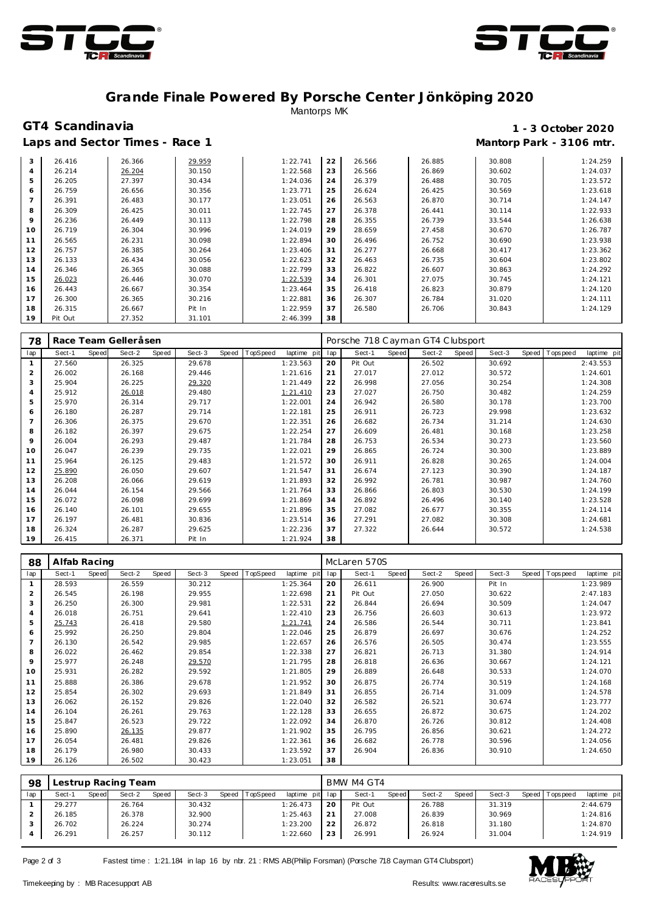# Grande Finale Powered By Porsche Center Jönköping 2020

Mantorps MK

## GT4 Scandinavia

**1 - 3 October 2020**

### Laps and Sector Times - Race 1

**Mantorp Park - 3106 mtr.**

| lap | Sect-1 | Sect-2 | Sect-3 | laptime | lap | Sect-1 | Sect-2 | Sect-3 | laptime |
|---|---|---|---|---|---|---|---|---|---|
| 3 | 26.416 | 26.366 | 29.959 | 1:22.741 | 22 | 26.566 | 26.885 | 30.808 | 1:24.259 |
| 4 | 26.214 | 26.204 | 30.150 | 1:22.568 | 23 | 26.566 | 26.869 | 30.602 | 1:24.037 |
| 5 | 26.205 | 27.397 | 30.434 | 1:24.036 | 24 | 26.379 | 26.488 | 30.705 | 1:23.572 |
| 6 | 26.759 | 26.656 | 30.356 | 1:23.771 | 25 | 26.624 | 26.425 | 30.569 | 1:23.618 |
| 7 | 26.391 | 26.483 | 30.177 | 1:23.051 | 26 | 26.563 | 26.870 | 30.714 | 1:24.147 |
| 8 | 26.309 | 26.425 | 30.011 | 1:22.745 | 27 | 26.378 | 26.441 | 30.114 | 1:22.933 |
| 9 | 26.236 | 26.449 | 30.113 | 1:22.798 | 28 | 26.355 | 26.739 | 33.544 | 1:26.638 |
| 10 | 26.719 | 26.304 | 30.996 | 1:24.019 | 29 | 28.659 | 27.458 | 30.670 | 1:26.787 |
| 11 | 26.565 | 26.231 | 30.098 | 1:22.894 | 30 | 26.496 | 26.752 | 30.690 | 1:23.938 |
| 12 | 26.757 | 26.385 | 30.264 | 1:23.406 | 31 | 26.277 | 26.668 | 30.417 | 1:23.362 |
| 13 | 26.133 | 26.434 | 30.056 | 1:22.623 | 32 | 26.463 | 26.735 | 30.604 | 1:23.802 |
| 14 | 26.346 | 26.365 | 30.088 | 1:22.799 | 33 | 26.822 | 26.607 | 30.863 | 1:24.292 |
| 15 | 26.023 | 26.446 | 30.070 | 1:22.539 | 34 | 26.301 | 27.075 | 30.745 | 1:24.121 |
| 16 | 26.443 | 26.667 | 30.354 | 1:23.464 | 35 | 26.418 | 26.823 | 30.879 | 1:24.120 |
| 17 | 26.300 | 26.365 | 30.216 | 1:22.881 | 36 | 26.307 | 26.784 | 31.020 | 1:24.111 |
| 18 | 26.315 | 26.667 | Pit In | 1:22.959 | 37 | 26.580 | 26.706 | 30.843 | 1:24.129 |
| 19 | Pit Out | 27.352 | 31.101 | 2:46.399 | 38 | | | | |

**78 — Race Team Gelleråsen — Porsche 718 Cayman GT4 Clubsport**

| lap | Sect-1 | Speed | Sect-2 | Speed | Sect-3 | Speed | TopSpeed | laptime pit | lap | Sect-1 | Speed | Sect-2 | Speed | Sect-3 | Speed | Topspeed | laptime pit |
|---|---|---|---|---|---|---|---|---|---|---|---|---|---|---|---|---|---|
| 1 | 27.560 | | 26.325 | | 29.678 | | | 1:23.563 | 20 | Pit Out | | 26.502 | | 30.692 | | | 2:43.553 |
| 2 | 26.002 | | 26.168 | | 29.446 | | | 1:21.616 | 21 | 27.017 | | 27.012 | | 30.572 | | | 1:24.601 |
| 3 | 25.904 | | 26.225 | | 29.320 | | | 1:21.449 | 22 | 26.998 | | 27.056 | | 30.254 | | | 1:24.308 |
| 4 | 25.912 | | 26.018 | | 29.480 | | | 1:21.410 | 23 | 27.027 | | 26.750 | | 30.482 | | | 1:24.259 |
| 5 | 25.970 | | 26.314 | | 29.717 | | | 1:22.001 | 24 | 26.942 | | 26.580 | | 30.178 | | | 1:23.700 |
| 6 | 26.180 | | 26.287 | | 29.714 | | | 1:22.181 | 25 | 26.911 | | 26.723 | | 29.998 | | | 1:23.632 |
| 7 | 26.306 | | 26.375 | | 29.670 | | | 1:22.351 | 26 | 26.682 | | 26.734 | | 31.214 | | | 1:24.630 |
| 8 | 26.182 | | 26.397 | | 29.675 | | | 1:22.254 | 27 | 26.609 | | 26.481 | | 30.168 | | | 1:23.258 |
| 9 | 26.004 | | 26.293 | | 29.487 | | | 1:21.784 | 28 | 26.753 | | 26.534 | | 30.273 | | | 1:23.560 |
| 10 | 26.047 | | 26.239 | | 29.735 | | | 1:22.021 | 29 | 26.865 | | 26.724 | | 30.300 | | | 1:23.889 |
| 11 | 25.964 | | 26.125 | | 29.483 | | | 1:21.572 | 30 | 26.911 | | 26.828 | | 30.265 | | | 1:24.004 |
| 12 | 25.890 | | 26.050 | | 29.607 | | | 1:21.547 | 31 | 26.674 | | 27.123 | | 30.390 | | | 1:24.187 |
| 13 | 26.208 | | 26.066 | | 29.619 | | | 1:21.893 | 32 | 26.992 | | 26.781 | | 30.987 | | | 1:24.760 |
| 14 | 26.044 | | 26.154 | | 29.566 | | | 1:21.764 | 33 | 26.866 | | 26.803 | | 30.530 | | | 1:24.199 |
| 15 | 26.072 | | 26.098 | | 29.699 | | | 1:21.869 | 34 | 26.892 | | 26.496 | | 30.140 | | | 1:23.528 |
| 16 | 26.140 | | 26.101 | | 29.655 | | | 1:21.896 | 35 | 27.082 | | 26.677 | | 30.355 | | | 1:24.114 |
| 17 | 26.197 | | 26.481 | | 30.836 | | | 1:23.514 | 36 | 27.291 | | 27.082 | | 30.308 | | | 1:24.681 |
| 18 | 26.324 | | 26.287 | | 29.625 | | | 1:22.236 | 37 | 27.322 | | 26.644 | | 30.572 | | | 1:24.538 |
| 19 | 26.415 | | 26.371 | | Pit In | | | 1:21.924 | 38 | | | | | | | | |

**88 — Alfab Racing — McLaren 570S**

| lap | Sect-1 | Speed | Sect-2 | Speed | Sect-3 | Speed | TopSpeed | laptime pit | lap | Sect-1 | Speed | Sect-2 | Speed | Sect-3 | Speed | Topspeed | laptime pit |
|---|---|---|---|---|---|---|---|---|---|---|---|---|---|---|---|---|---|
| 1 | 28.593 | | 26.559 | | 30.212 | | | 1:25.364 | 20 | 26.611 | | 26.900 | | Pit In | | | 1:23.989 |
| 2 | 26.545 | | 26.198 | | 29.955 | | | 1:22.698 | 21 | Pit Out | | 27.050 | | 30.622 | | | 2:47.183 |
| 3 | 26.250 | | 26.300 | | 29.981 | | | 1:22.531 | 22 | 26.844 | | 26.694 | | 30.509 | | | 1:24.047 |
| 4 | 26.018 | | 26.751 | | 29.641 | | | 1:22.410 | 23 | 26.756 | | 26.603 | | 30.613 | | | 1:23.972 |
| 5 | 25.743 | | 26.418 | | 29.580 | | | 1:21.741 | 24 | 26.586 | | 26.544 | | 30.711 | | | 1:23.841 |
| 6 | 25.992 | | 26.250 | | 29.804 | | | 1:22.046 | 25 | 26.879 | | 26.697 | | 30.676 | | | 1:24.252 |
| 7 | 26.130 | | 26.542 | | 29.985 | | | 1:22.657 | 26 | 26.576 | | 26.505 | | 30.474 | | | 1:23.555 |
| 8 | 26.022 | | 26.462 | | 29.854 | | | 1:22.338 | 27 | 26.821 | | 26.713 | | 31.380 | | | 1:24.914 |
| 9 | 25.977 | | 26.248 | | 29.570 | | | 1:21.795 | 28 | 26.818 | | 26.636 | | 30.667 | | | 1:24.121 |
| 10 | 25.931 | | 26.282 | | 29.592 | | | 1:21.805 | 29 | 26.889 | | 26.648 | | 30.533 | | | 1:24.070 |
| 11 | 25.888 | | 26.386 | | 29.678 | | | 1:21.952 | 30 | 26.875 | | 26.774 | | 30.519 | | | 1:24.168 |
| 12 | 25.854 | | 26.302 | | 29.693 | | | 1:21.849 | 31 | 26.855 | | 26.714 | | 31.009 | | | 1:24.578 |
| 13 | 26.062 | | 26.152 | | 29.826 | | | 1:22.040 | 32 | 26.582 | | 26.521 | | 30.674 | | | 1:23.777 |
| 14 | 26.104 | | 26.261 | | 29.763 | | | 1:22.128 | 33 | 26.655 | | 26.872 | | 30.675 | | | 1:24.202 |
| 15 | 25.847 | | 26.523 | | 29.722 | | | 1:22.092 | 34 | 26.870 | | 26.726 | | 30.812 | | | 1:24.408 |
| 16 | 25.890 | | 26.135 | | 29.877 | | | 1:21.902 | 35 | 26.795 | | 26.856 | | 30.621 | | | 1:24.272 |
| 17 | 26.054 | | 26.481 | | 29.826 | | | 1:22.361 | 36 | 26.682 | | 26.778 | | 30.596 | | | 1:24.056 |
| 18 | 26.179 | | 26.980 | | 30.433 | | | 1:23.592 | 37 | 26.904 | | 26.836 | | 30.910 | | | 1:24.650 |
| 19 | 26.126 | | 26.502 | | 30.423 | | | 1:23.051 | 38 | | | | | | | | |

**98 — Lestrup Racing Team — BMW M4 GT4**

| lap | Sect-1 | Speed | Sect-2 | Speed | Sect-3 | Speed | TopSpeed | laptime pit | lap | Sect-1 | Speed | Sect-2 | Speed | Sect-3 | Speed | Topspeed | laptime pit |
|---|---|---|---|---|---|---|---|---|---|---|---|---|---|---|---|---|---|
| 1 | 29.277 | | 26.764 | | 30.432 | | | 1:26.473 | 20 | Pit Out | | 26.788 | | 31.319 | | | 2:44.679 |
| 2 | 26.185 | | 26.378 | | 32.900 | | | 1:25.463 | 21 | 27.008 | | 26.839 | | 30.969 | | | 1:24.816 |
| 3 | 26.702 | | 26.224 | | 30.274 | | | 1:23.200 | 22 | 26.872 | | 26.818 | | 31.180 | | | 1:24.870 |
| 4 | 26.291 | | 26.257 | | 30.112 | | | 1:22.660 | 23 | 26.991 | | 26.924 | | 31.004 | | | 1:24.919 |

Fastest time : 1:21.184 in lap 16 by nbr. 21 : RMS AB(Philip Forsman) (Porsche 718 Cayman GT4 Clubsport)

Timekeeping by : MB Racesupport AB — Results: www.raceresults.se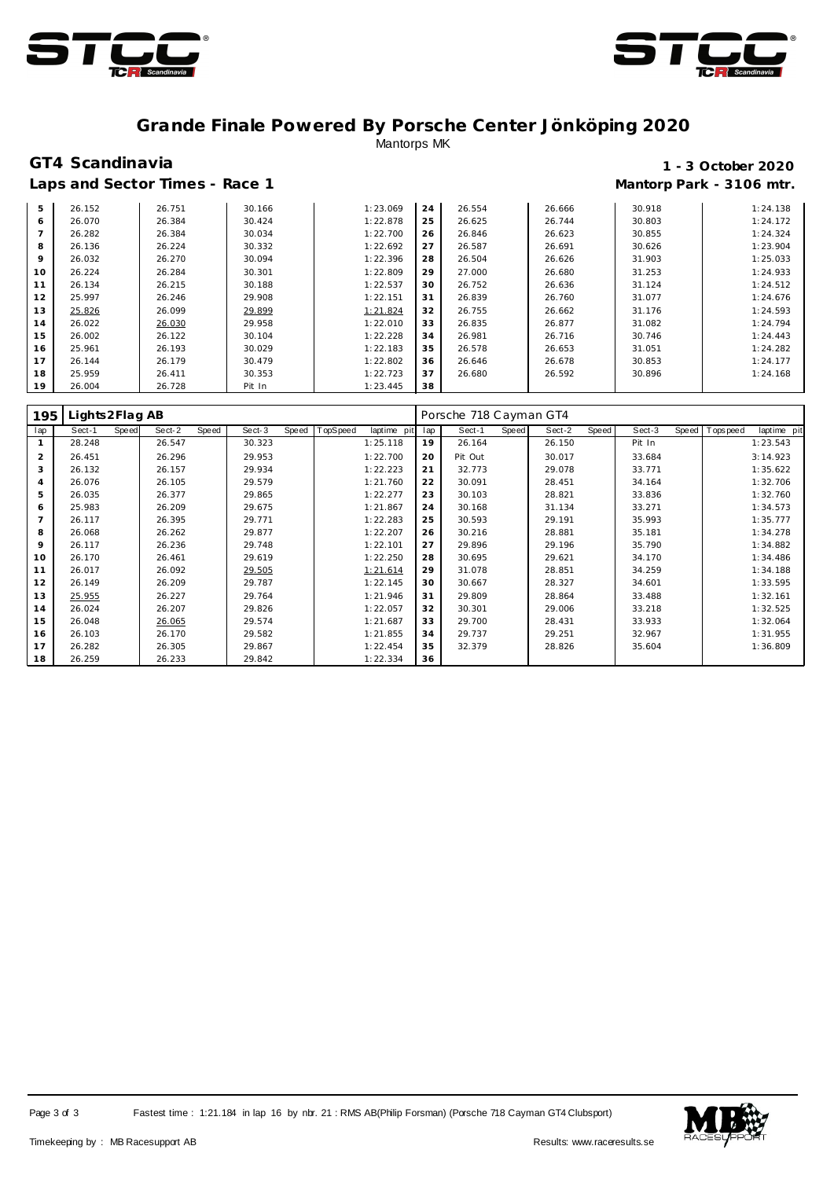# Grande Finale Powered By Porsche Center Jönköping 2020

Mantorps MK

## GT4 Scandinavia

**1 - 3 October 2020**

### Laps and Sector Times - Race 1

**Mantorp Park - 3106 mtr.**

| | | | | | | | | | |
|---|---|---|---|---|---|---|---|---|---|
| 5 | 26.152 | 26.751 | 30.166 | 1:23.069 | 24 | 26.554 | 26.666 | 30.918 | 1:24.138 |
| 6 | 26.070 | 26.384 | 30.424 | 1:22.878 | 25 | 26.625 | 26.744 | 30.803 | 1:24.172 |
| 7 | 26.282 | 26.384 | 30.034 | 1:22.700 | 26 | 26.846 | 26.623 | 30.855 | 1:24.324 |
| 8 | 26.136 | 26.224 | 30.332 | 1:22.692 | 27 | 26.587 | 26.691 | 30.626 | 1:23.904 |
| 9 | 26.032 | 26.270 | 30.094 | 1:22.396 | 28 | 26.504 | 26.626 | 31.903 | 1:25.033 |
| 10 | 26.224 | 26.284 | 30.301 | 1:22.809 | 29 | 27.000 | 26.680 | 31.253 | 1:24.933 |
| 11 | 26.134 | 26.215 | 30.188 | 1:22.537 | 30 | 26.752 | 26.636 | 31.124 | 1:24.512 |
| 12 | 25.997 | 26.246 | 29.908 | 1:22.151 | 31 | 26.839 | 26.760 | 31.077 | 1:24.676 |
| 13 | 25.826 | 26.099 | 29.899 | 1:21.824 | 32 | 26.755 | 26.662 | 31.176 | 1:24.593 |
| 14 | 26.022 | 26.030 | 29.958 | 1:22.010 | 33 | 26.835 | 26.877 | 31.082 | 1:24.794 |
| 15 | 26.002 | 26.122 | 30.104 | 1:22.228 | 34 | 26.981 | 26.716 | 30.746 | 1:24.443 |
| 16 | 25.961 | 26.193 | 30.029 | 1:22.183 | 35 | 26.578 | 26.653 | 31.051 | 1:24.282 |
| 17 | 26.144 | 26.179 | 30.479 | 1:22.802 | 36 | 26.646 | 26.678 | 30.853 | 1:24.177 |
| 18 | 25.959 | 26.411 | 30.353 | 1:22.723 | 37 | 26.680 | 26.592 | 30.896 | 1:24.168 |
| 19 | 26.004 | 26.728 | Pit In | 1:23.445 | 38 | | | | |

**195 Lights2Flag AB** — Porsche 718 Cayman GT4

| lap | Sect-1 | Speed | Sect-2 | Speed | Sect-3 | Speed | TopSpeed | laptime pit | lap | Sect-1 | Speed | Sect-2 | Speed | Sect-3 | Speed | Topspeed | laptime pit |
|---|---|---|---|---|---|---|---|---|---|---|---|---|---|---|---|---|---|
| 1 | 28.248 | | 26.547 | | 30.323 | | | 1:25.118 | 19 | 26.164 | | 26.150 | | Pit In | | | 1:23.543 |
| 2 | 26.451 | | 26.296 | | 29.953 | | | 1:22.700 | 20 | Pit Out | | 30.017 | | 33.684 | | | 3:14.923 |
| 3 | 26.132 | | 26.157 | | 29.934 | | | 1:22.223 | 21 | 32.773 | | 29.078 | | 33.771 | | | 1:35.622 |
| 4 | 26.076 | | 26.105 | | 29.579 | | | 1:21.760 | 22 | 30.091 | | 28.451 | | 34.164 | | | 1:32.706 |
| 5 | 26.035 | | 26.377 | | 29.865 | | | 1:22.277 | 23 | 30.103 | | 28.821 | | 33.836 | | | 1:32.760 |
| 6 | 25.983 | | 26.209 | | 29.675 | | | 1:21.867 | 24 | 30.168 | | 31.134 | | 33.271 | | | 1:34.573 |
| 7 | 26.117 | | 26.395 | | 29.771 | | | 1:22.283 | 25 | 30.593 | | 29.191 | | 35.993 | | | 1:35.777 |
| 8 | 26.068 | | 26.262 | | 29.877 | | | 1:22.207 | 26 | 30.216 | | 28.881 | | 35.181 | | | 1:34.278 |
| 9 | 26.117 | | 26.236 | | 29.748 | | | 1:22.101 | 27 | 29.896 | | 29.196 | | 35.790 | | | 1:34.882 |
| 10 | 26.170 | | 26.461 | | 29.619 | | | 1:22.250 | 28 | 30.695 | | 29.621 | | 34.170 | | | 1:34.486 |
| 11 | 26.017 | | 26.092 | | 29.505 | | | 1:21.614 | 29 | 31.078 | | 28.851 | | 34.259 | | | 1:34.188 |
| 12 | 26.149 | | 26.209 | | 29.787 | | | 1:22.145 | 30 | 30.667 | | 28.327 | | 34.601 | | | 1:33.595 |
| 13 | 25.955 | | 26.227 | | 29.764 | | | 1:21.946 | 31 | 29.809 | | 28.864 | | 33.488 | | | 1:32.161 |
| 14 | 26.024 | | 26.207 | | 29.826 | | | 1:22.057 | 32 | 30.301 | | 29.006 | | 33.218 | | | 1:32.525 |
| 15 | 26.048 | | 26.065 | | 29.574 | | | 1:21.687 | 33 | 29.700 | | 28.431 | | 33.933 | | | 1:32.064 |
| 16 | 26.103 | | 26.170 | | 29.582 | | | 1:21.855 | 34 | 29.737 | | 29.251 | | 32.967 | | | 1:31.955 |
| 17 | 26.282 | | 26.305 | | 29.867 | | | 1:22.454 | 35 | 32.379 | | 28.826 | | 35.604 | | | 1:36.809 |
| 18 | 26.259 | | 26.233 | | 29.842 | | | 1:22.334 | 36 | | | | | | | | |

Fastest time : 1:21.184 in lap 16 by nbr. 21 : RMS AB(Philip Forsman) (Porsche 718 Cayman GT4 Clubsport)

Timekeeping by : MB Racesupport AB

Results: www.raceresults.se